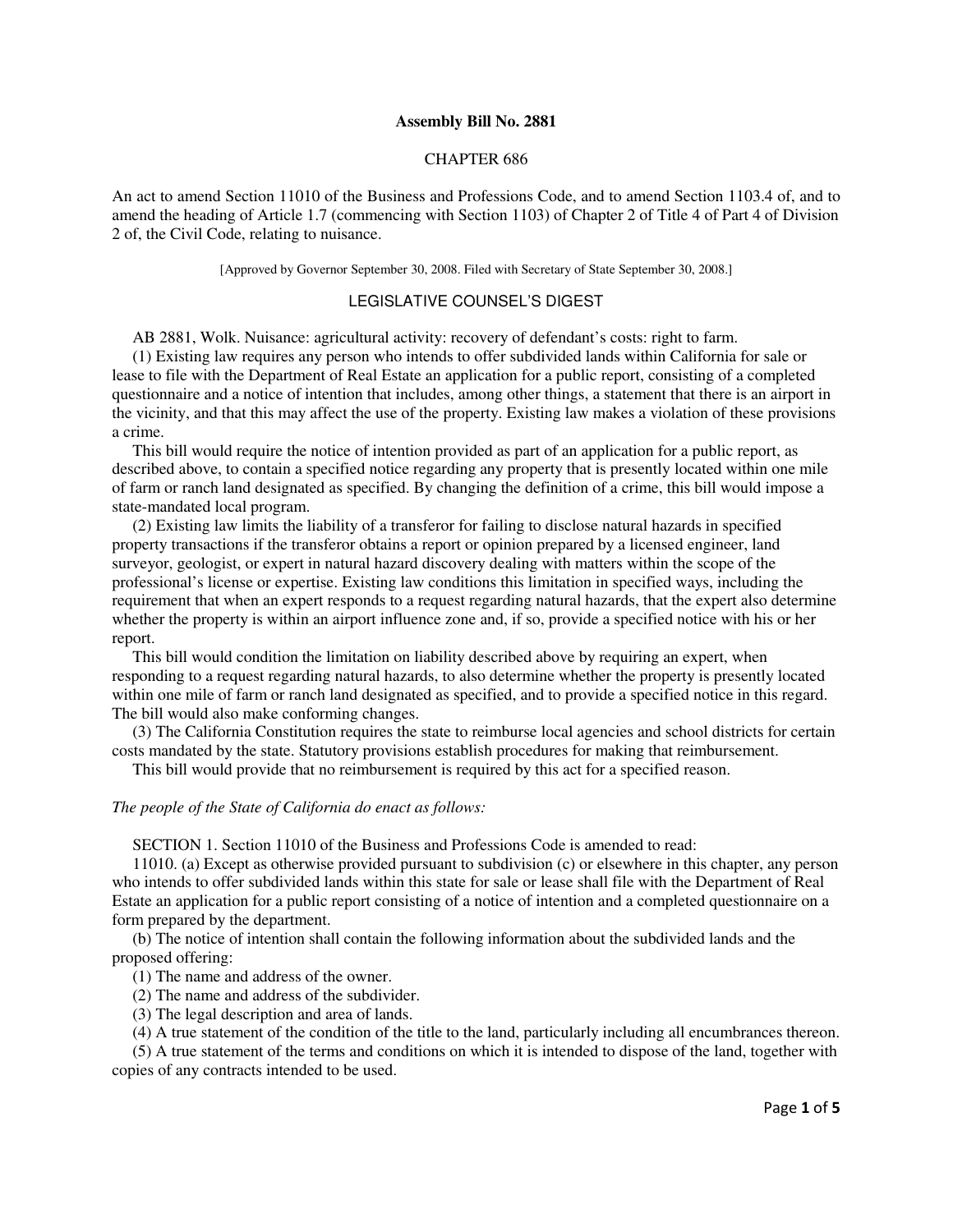**Assembly Bill No. 2881**

CHAPTER 686

An act to amend Section 11010 of the Business and Professions Code, and to amend Section 1103.4 of, and to amend the heading of Article 1.7 (commencing with Section 1103) of Chapter 2 of Title 4 of Part 4 of Division 2 of, the Civil Code, relating to nuisance.

[Approved by Governor September 30, 2008. Filed with Secretary of State September 30, 2008.]

## LEGISLATIVE COUNSEL'S DIGEST

AB 2881, Wolk. Nuisance: agricultural activity: recovery of defendant's costs: right to farm.

(1) Existing law requires any person who intends to offer subdivided lands within California for sale or lease to file with the Department of Real Estate an application for a public report, consisting of a completed questionnaire and a notice of intention that includes, among other things, a statement that there is an airport in the vicinity, and that this may affect the use of the property. Existing law makes a violation of these provisions a crime.

This bill would require the notice of intention provided as part of an application for a public report, as described above, to contain a specified notice regarding any property that is presently located within one mile of farm or ranch land designated as specified. By changing the definition of a crime, this bill would impose a state-mandated local program.

(2) Existing law limits the liability of a transferor for failing to disclose natural hazards in specified property transactions if the transferor obtains a report or opinion prepared by a licensed engineer, land surveyor, geologist, or expert in natural hazard discovery dealing with matters within the scope of the professional's license or expertise. Existing law conditions this limitation in specified ways, including the requirement that when an expert responds to a request regarding natural hazards, that the expert also determine whether the property is within an airport influence zone and, if so, provide a specified notice with his or her report.

This bill would condition the limitation on liability described above by requiring an expert, when responding to a request regarding natural hazards, to also determine whether the property is presently located within one mile of farm or ranch land designated as specified, and to provide a specified notice in this regard. The bill would also make conforming changes.

(3) The California Constitution requires the state to reimburse local agencies and school districts for certain costs mandated by the state. Statutory provisions establish procedures for making that reimbursement.

This bill would provide that no reimbursement is required by this act for a specified reason.

*The people of the State of California do enact as follows:*

SECTION 1. Section 11010 of the Business and Professions Code is amended to read:

11010. (a) Except as otherwise provided pursuant to subdivision (c) or elsewhere in this chapter, any person who intends to offer subdivided lands within this state for sale or lease shall file with the Department of Real Estate an application for a public report consisting of a notice of intention and a completed questionnaire on a form prepared by the department.

(b) The notice of intention shall contain the following information about the subdivided lands and the proposed offering:

(1) The name and address of the owner.

(2) The name and address of the subdivider.

(3) The legal description and area of lands.

(4) A true statement of the condition of the title to the land, particularly including all encumbrances thereon.

(5) A true statement of the terms and conditions on which it is intended to dispose of the land, together with copies of any contracts intended to be used.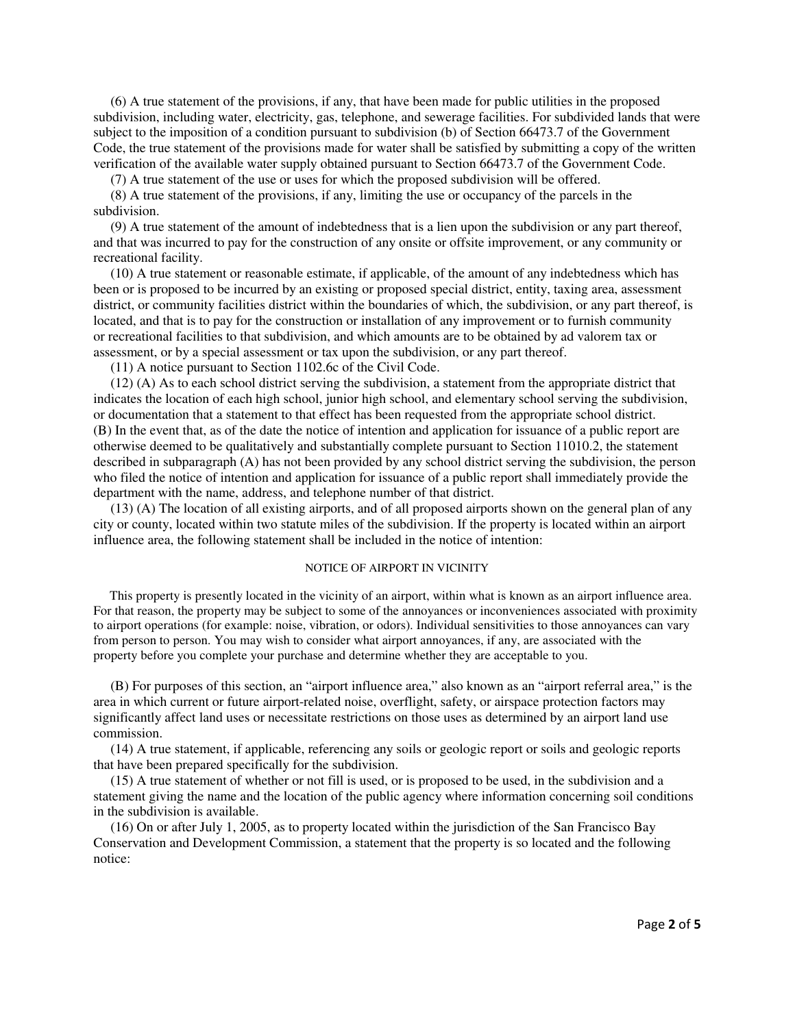(6) A true statement of the provisions, if any, that have been made for public utilities in the proposed subdivision, including water, electricity, gas, telephone, and sewerage facilities. For subdivided lands that were subject to the imposition of a condition pursuant to subdivision (b) of Section 66473.7 of the Government Code, the true statement of the provisions made for water shall be satisfied by submitting a copy of the written verification of the available water supply obtained pursuant to Section 66473.7 of the Government Code.

(7) A true statement of the use or uses for which the proposed subdivision will be offered.

(8) A true statement of the provisions, if any, limiting the use or occupancy of the parcels in the subdivision.

(9) A true statement of the amount of indebtedness that is a lien upon the subdivision or any part thereof, and that was incurred to pay for the construction of any onsite or offsite improvement, or any community or recreational facility.

(10) A true statement or reasonable estimate, if applicable, of the amount of any indebtedness which has been or is proposed to be incurred by an existing or proposed special district, entity, taxing area, assessment district, or community facilities district within the boundaries of which, the subdivision, or any part thereof, is located, and that is to pay for the construction or installation of any improvement or to furnish community or recreational facilities to that subdivision, and which amounts are to be obtained by ad valorem tax or assessment, or by a special assessment or tax upon the subdivision, or any part thereof.

(11) A notice pursuant to Section 1102.6c of the Civil Code.

(12) (A) As to each school district serving the subdivision, a statement from the appropriate district that indicates the location of each high school, junior high school, and elementary school serving the subdivision, or documentation that a statement to that effect has been requested from the appropriate school district.
(B) In the event that, as of the date the notice of intention and application for issuance of a public report are otherwise deemed to be qualitatively and substantially complete pursuant to Section 11010.2, the statement described in subparagraph (A) has not been provided by any school district serving the subdivision, the person who filed the notice of intention and application for issuance of a public report shall immediately provide the department with the name, address, and telephone number of that district.

(13) (A) The location of all existing airports, and of all proposed airports shown on the general plan of any city or county, located within two statute miles of the subdivision. If the property is located within an airport influence area, the following statement shall be included in the notice of intention:

NOTICE OF AIRPORT IN VICINITY

This property is presently located in the vicinity of an airport, within what is known as an airport influence area. For that reason, the property may be subject to some of the annoyances or inconveniences associated with proximity to airport operations (for example: noise, vibration, or odors). Individual sensitivities to those annoyances can vary from person to person. You may wish to consider what airport annoyances, if any, are associated with the property before you complete your purchase and determine whether they are acceptable to you.

(B) For purposes of this section, an "airport influence area," also known as an "airport referral area," is the area in which current or future airport-related noise, overflight, safety, or airspace protection factors may significantly affect land uses or necessitate restrictions on those uses as determined by an airport land use commission.

(14) A true statement, if applicable, referencing any soils or geologic report or soils and geologic reports that have been prepared specifically for the subdivision.

(15) A true statement of whether or not fill is used, or is proposed to be used, in the subdivision and a statement giving the name and the location of the public agency where information concerning soil conditions in the subdivision is available.

(16) On or after July 1, 2005, as to property located within the jurisdiction of the San Francisco Bay Conservation and Development Commission, a statement that the property is so located and the following notice: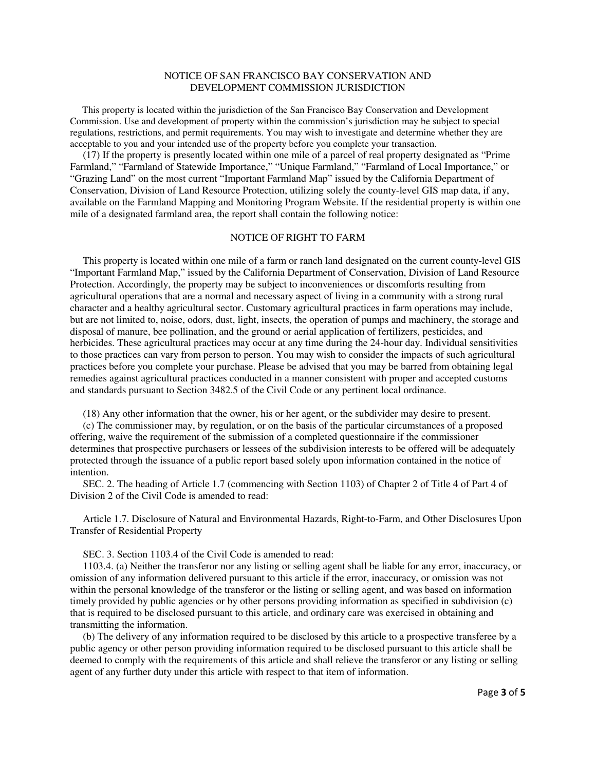NOTICE OF SAN FRANCISCO BAY CONSERVATION AND DEVELOPMENT COMMISSION JURISDICTION

This property is located within the jurisdiction of the San Francisco Bay Conservation and Development Commission. Use and development of property within the commission's jurisdiction may be subject to special regulations, restrictions, and permit requirements. You may wish to investigate and determine whether they are acceptable to you and your intended use of the property before you complete your transaction.

(17) If the property is presently located within one mile of a parcel of real property designated as "Prime Farmland," "Farmland of Statewide Importance," "Unique Farmland," "Farmland of Local Importance," or "Grazing Land" on the most current "Important Farmland Map" issued by the California Department of Conservation, Division of Land Resource Protection, utilizing solely the county-level GIS map data, if any, available on the Farmland Mapping and Monitoring Program Website. If the residential property is within one mile of a designated farmland area, the report shall contain the following notice:

NOTICE OF RIGHT TO FARM

This property is located within one mile of a farm or ranch land designated on the current county-level GIS "Important Farmland Map," issued by the California Department of Conservation, Division of Land Resource Protection. Accordingly, the property may be subject to inconveniences or discomforts resulting from agricultural operations that are a normal and necessary aspect of living in a community with a strong rural character and a healthy agricultural sector. Customary agricultural practices in farm operations may include, but are not limited to, noise, odors, dust, light, insects, the operation of pumps and machinery, the storage and disposal of manure, bee pollination, and the ground or aerial application of fertilizers, pesticides, and herbicides. These agricultural practices may occur at any time during the 24-hour day. Individual sensitivities to those practices can vary from person to person. You may wish to consider the impacts of such agricultural practices before you complete your purchase. Please be advised that you may be barred from obtaining legal remedies against agricultural practices conducted in a manner consistent with proper and accepted customs and standards pursuant to Section 3482.5 of the Civil Code or any pertinent local ordinance.

(18) Any other information that the owner, his or her agent, or the subdivider may desire to present.

(c) The commissioner may, by regulation, or on the basis of the particular circumstances of a proposed offering, waive the requirement of the submission of a completed questionnaire if the commissioner determines that prospective purchasers or lessees of the subdivision interests to be offered will be adequately protected through the issuance of a public report based solely upon information contained in the notice of intention.

SEC. 2. The heading of Article 1.7 (commencing with Section 1103) of Chapter 2 of Title 4 of Part 4 of Division 2 of the Civil Code is amended to read:

Article 1.7. Disclosure of Natural and Environmental Hazards, Right-to-Farm, and Other Disclosures Upon Transfer of Residential Property

SEC. 3. Section 1103.4 of the Civil Code is amended to read:

1103.4. (a) Neither the transferor nor any listing or selling agent shall be liable for any error, inaccuracy, or omission of any information delivered pursuant to this article if the error, inaccuracy, or omission was not within the personal knowledge of the transferor or the listing or selling agent, and was based on information timely provided by public agencies or by other persons providing information as specified in subdivision (c) that is required to be disclosed pursuant to this article, and ordinary care was exercised in obtaining and transmitting the information.

(b) The delivery of any information required to be disclosed by this article to a prospective transferee by a public agency or other person providing information required to be disclosed pursuant to this article shall be deemed to comply with the requirements of this article and shall relieve the transferor or any listing or selling agent of any further duty under this article with respect to that item of information.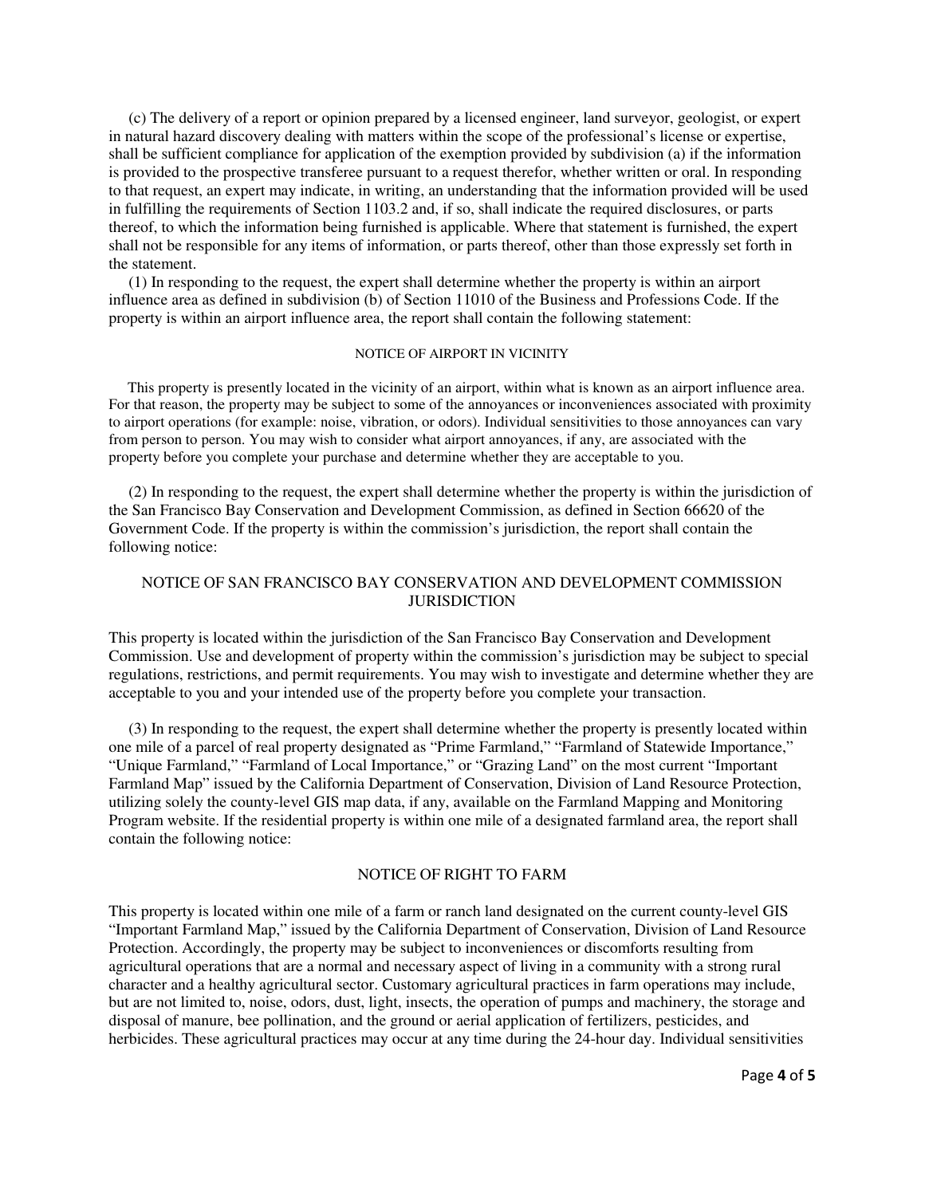(c) The delivery of a report or opinion prepared by a licensed engineer, land surveyor, geologist, or expert in natural hazard discovery dealing with matters within the scope of the professional's license or expertise, shall be sufficient compliance for application of the exemption provided by subdivision (a) if the information is provided to the prospective transferee pursuant to a request therefor, whether written or oral. In responding to that request, an expert may indicate, in writing, an understanding that the information provided will be used in fulfilling the requirements of Section 1103.2 and, if so, shall indicate the required disclosures, or parts thereof, to which the information being furnished is applicable. Where that statement is furnished, the expert shall not be responsible for any items of information, or parts thereof, other than those expressly set forth in the statement.

(1) In responding to the request, the expert shall determine whether the property is within an airport influence area as defined in subdivision (b) of Section 11010 of the Business and Professions Code. If the property is within an airport influence area, the report shall contain the following statement:

NOTICE OF AIRPORT IN VICINITY

This property is presently located in the vicinity of an airport, within what is known as an airport influence area. For that reason, the property may be subject to some of the annoyances or inconveniences associated with proximity to airport operations (for example: noise, vibration, or odors). Individual sensitivities to those annoyances can vary from person to person. You may wish to consider what airport annoyances, if any, are associated with the property before you complete your purchase and determine whether they are acceptable to you.

(2) In responding to the request, the expert shall determine whether the property is within the jurisdiction of the San Francisco Bay Conservation and Development Commission, as defined in Section 66620 of the Government Code. If the property is within the commission's jurisdiction, the report shall contain the following notice:

NOTICE OF SAN FRANCISCO BAY CONSERVATION AND DEVELOPMENT COMMISSION JURISDICTION

This property is located within the jurisdiction of the San Francisco Bay Conservation and Development Commission. Use and development of property within the commission's jurisdiction may be subject to special regulations, restrictions, and permit requirements. You may wish to investigate and determine whether they are acceptable to you and your intended use of the property before you complete your transaction.

(3) In responding to the request, the expert shall determine whether the property is presently located within one mile of a parcel of real property designated as "Prime Farmland," "Farmland of Statewide Importance," "Unique Farmland," "Farmland of Local Importance," or "Grazing Land" on the most current "Important Farmland Map" issued by the California Department of Conservation, Division of Land Resource Protection, utilizing solely the county-level GIS map data, if any, available on the Farmland Mapping and Monitoring Program website. If the residential property is within one mile of a designated farmland area, the report shall contain the following notice:

NOTICE OF RIGHT TO FARM

This property is located within one mile of a farm or ranch land designated on the current county-level GIS "Important Farmland Map," issued by the California Department of Conservation, Division of Land Resource Protection. Accordingly, the property may be subject to inconveniences or discomforts resulting from agricultural operations that are a normal and necessary aspect of living in a community with a strong rural character and a healthy agricultural sector. Customary agricultural practices in farm operations may include, but are not limited to, noise, odors, dust, light, insects, the operation of pumps and machinery, the storage and disposal of manure, bee pollination, and the ground or aerial application of fertilizers, pesticides, and herbicides. These agricultural practices may occur at any time during the 24-hour day. Individual sensitivities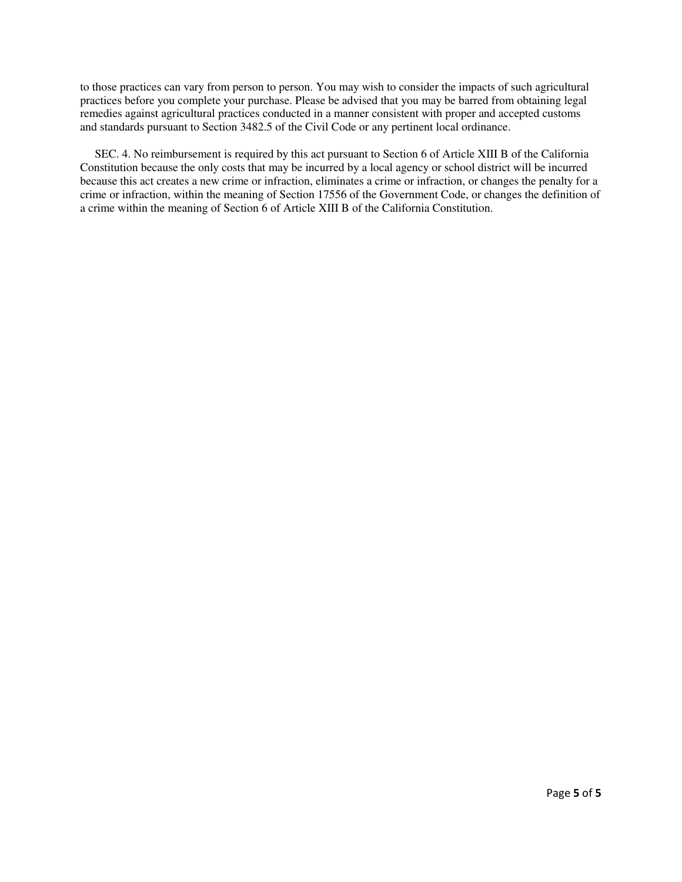to those practices can vary from person to person. You may wish to consider the impacts of such agricultural practices before you complete your purchase. Please be advised that you may be barred from obtaining legal remedies against agricultural practices conducted in a manner consistent with proper and accepted customs and standards pursuant to Section 3482.5 of the Civil Code or any pertinent local ordinance.

SEC. 4. No reimbursement is required by this act pursuant to Section 6 of Article XIII B of the California Constitution because the only costs that may be incurred by a local agency or school district will be incurred because this act creates a new crime or infraction, eliminates a crime or infraction, or changes the penalty for a crime or infraction, within the meaning of Section 17556 of the Government Code, or changes the definition of a crime within the meaning of Section 6 of Article XIII B of the California Constitution.